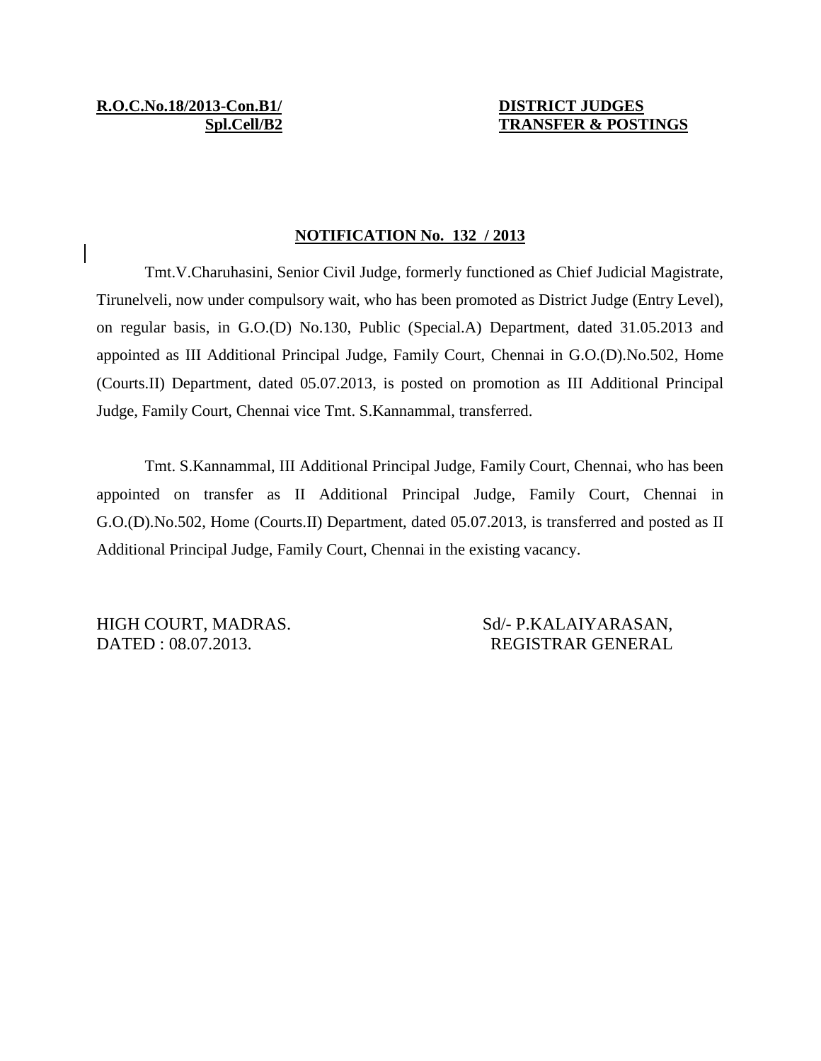**R.O.C.No.18/2013-Con.B1/**
**Spl.Cell/B2**

**DISTRICT JUDGES**
**TRANSFER & POSTINGS**

## NOTIFICATION No. 132 / 2013

Tmt.V.Charuhasini, Senior Civil Judge, formerly functioned as Chief Judicial Magistrate, Tirunelveli, now under compulsory wait, who has been promoted as District Judge (Entry Level), on regular basis, in G.O.(D) No.130, Public (Special.A) Department, dated 31.05.2013 and appointed as III Additional Principal Judge, Family Court, Chennai in G.O.(D).No.502, Home (Courts.II) Department, dated 05.07.2013, is posted on promotion as III Additional Principal Judge, Family Court, Chennai vice Tmt. S.Kannammal, transferred.

Tmt. S.Kannammal, III Additional Principal Judge, Family Court, Chennai, who has been appointed on transfer as II Additional Principal Judge, Family Court, Chennai in G.O.(D).No.502, Home (Courts.II) Department, dated 05.07.2013, is transferred and posted as II Additional Principal Judge, Family Court, Chennai in the existing vacancy.

HIGH COURT, MADRAS.
DATED : 08.07.2013.

Sd/- P.KALAIYARASAN,
REGISTRAR GENERAL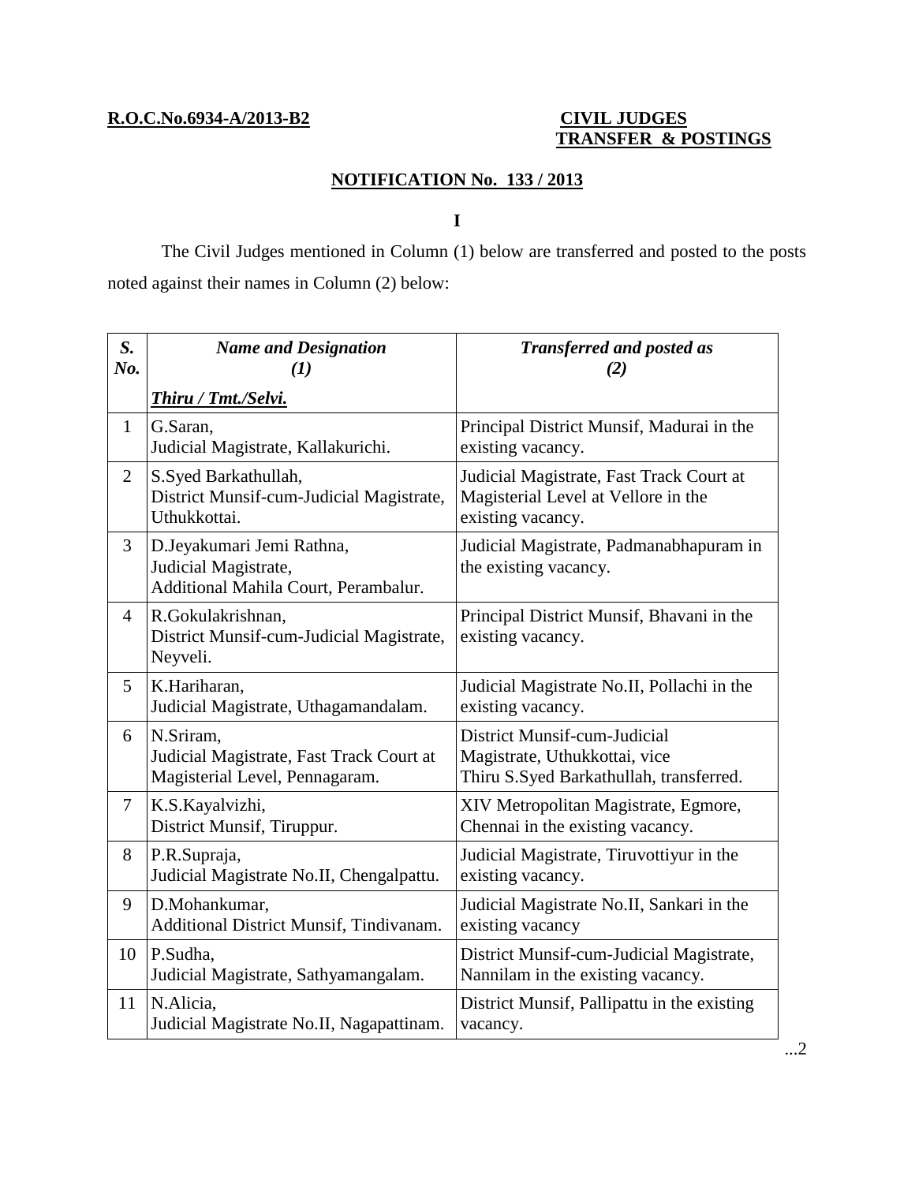**R.O.C.No.6934-A/2013-B2**

**CIVIL JUDGES**
**TRANSFER & POSTINGS**

## NOTIFICATION No. 133 / 2013

**I**

The Civil Judges mentioned in Column (1) below are transferred and posted to the posts noted against their names in Column (2) below:

| *S. No.* | *Name and Designation (1)* | *Transferred and posted as (2)* |
|---|---|---|
| | ***Thiru / Tmt./Selvi.*** | |
| 1 | G.Saran, Judicial Magistrate, Kallakurichi. | Principal District Munsif, Madurai in the existing vacancy. |
| 2 | S.Syed Barkathullah, District Munsif-cum-Judicial Magistrate, Uthukkottai. | Judicial Magistrate, Fast Track Court at Magisterial Level at Vellore in the existing vacancy. |
| 3 | D.Jeyakumari Jemi Rathna, Judicial Magistrate, Additional Mahila Court, Perambalur. | Judicial Magistrate, Padmanabhapuram in the existing vacancy. |
| 4 | R.Gokulakrishnan, District Munsif-cum-Judicial Magistrate, Neyveli. | Principal District Munsif, Bhavani in the existing vacancy. |
| 5 | K.Hariharan, Judicial Magistrate, Uthagamandalam. | Judicial Magistrate No.II, Pollachi in the existing vacancy. |
| 6 | N.Sriram, Judicial Magistrate, Fast Track Court at Magisterial Level, Pennagaram. | District Munsif-cum-Judicial Magistrate, Uthukkottai, vice Thiru S.Syed Barkathullah, transferred. |
| 7 | K.S.Kayalvizhi, District Munsif, Tiruppur. | XIV Metropolitan Magistrate, Egmore, Chennai in the existing vacancy. |
| 8 | P.R.Supraja, Judicial Magistrate No.II, Chengalpattu. | Judicial Magistrate, Tiruvottiyur in the existing vacancy. |
| 9 | D.Mohankumar, Additional District Munsif, Tindivanam. | Judicial Magistrate No.II, Sankari in the existing vacancy |
| 10 | P.Sudha, Judicial Magistrate, Sathyamangalam. | District Munsif-cum-Judicial Magistrate, Nannilam in the existing vacancy. |
| 11 | N.Alicia, Judicial Magistrate No.II, Nagapattinam. | District Munsif, Pallipattu in the existing vacancy. |

...2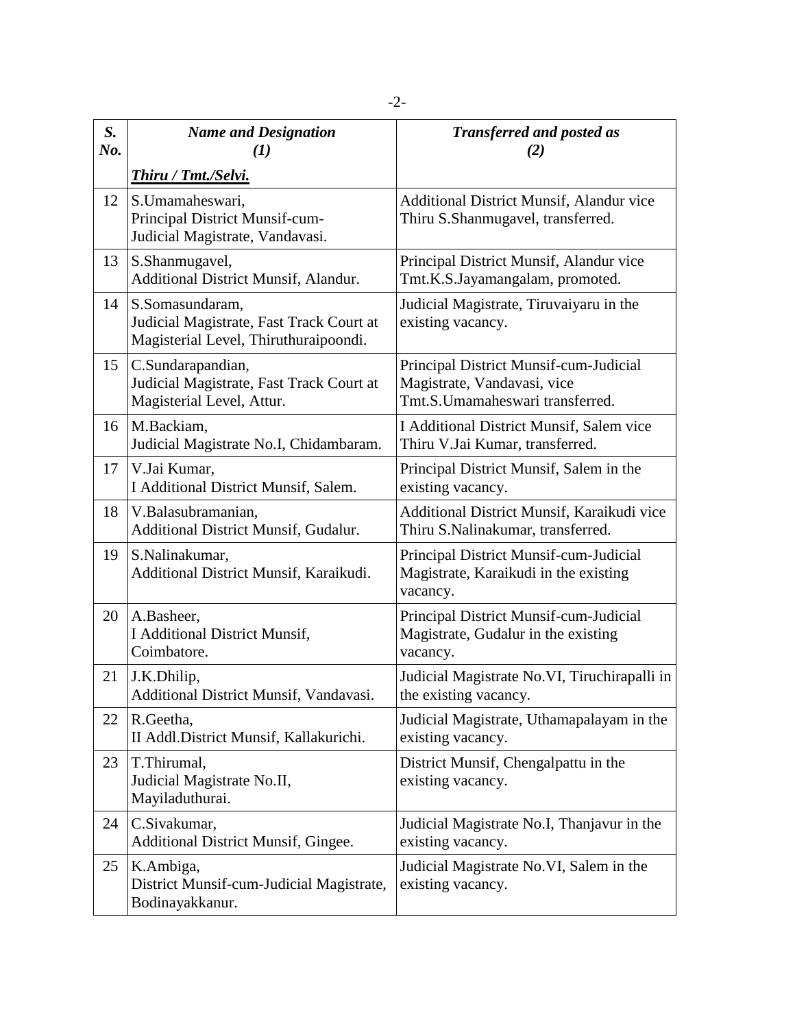| *S. No.* | ***Name and Designation (1)*** | ***Transferred and posted as (2)*** |
|---|---|---|
| | ***Thiru / Tmt./Selvi.*** | |
| 12 | S.Umamaheswari, Principal District Munsif-cum-Judicial Magistrate, Vandavasi. | Additional District Munsif, Alandur vice Thiru S.Shanmugavel, transferred. |
| 13 | S.Shanmugavel, Additional District Munsif, Alandur. | Principal District Munsif, Alandur vice Tmt.K.S.Jayamangalam, promoted. |
| 14 | S.Somasundaram, Judicial Magistrate, Fast Track Court at Magisterial Level, Thiruthuraipoondi. | Judicial Magistrate, Tiruvaiyaru in the existing vacancy. |
| 15 | C.Sundarapandian, Judicial Magistrate, Fast Track Court at Magisterial Level, Attur. | Principal District Munsif-cum-Judicial Magistrate, Vandavasi, vice Tmt.S.Umamaheswari transferred. |
| 16 | M.Backiam, Judicial Magistrate No.I, Chidambaram. | I Additional District Munsif, Salem vice Thiru V.Jai Kumar, transferred. |
| 17 | V.Jai Kumar, I Additional District Munsif, Salem. | Principal District Munsif, Salem in the existing vacancy. |
| 18 | V.Balasubramanian, Additional District Munsif, Gudalur. | Additional District Munsif, Karaikudi vice Thiru S.Nalinakumar, transferred. |
| 19 | S.Nalinakumar, Additional District Munsif, Karaikudi. | Principal District Munsif-cum-Judicial Magistrate, Karaikudi in the existing vacancy. |
| 20 | A.Basheer, I Additional District Munsif, Coimbatore. | Principal District Munsif-cum-Judicial Magistrate, Gudalur in the existing vacancy. |
| 21 | J.K.Dhilip, Additional District Munsif, Vandavasi. | Judicial Magistrate No.VI, Tiruchirapalli in the existing vacancy. |
| 22 | R.Geetha, II Addl.District Munsif, Kallakurichi. | Judicial Magistrate, Uthamapalayam in the existing vacancy. |
| 23 | T.Thirumal, Judicial Magistrate No.II, Mayiladuthurai. | District Munsif, Chengalpattu in the existing vacancy. |
| 24 | C.Sivakumar, Additional District Munsif, Gingee. | Judicial Magistrate No.I, Thanjavur in the existing vacancy. |
| 25 | K.Ambiga, District Munsif-cum-Judicial Magistrate, Bodinayakkanur. | Judicial Magistrate No.VI, Salem in the existing vacancy. |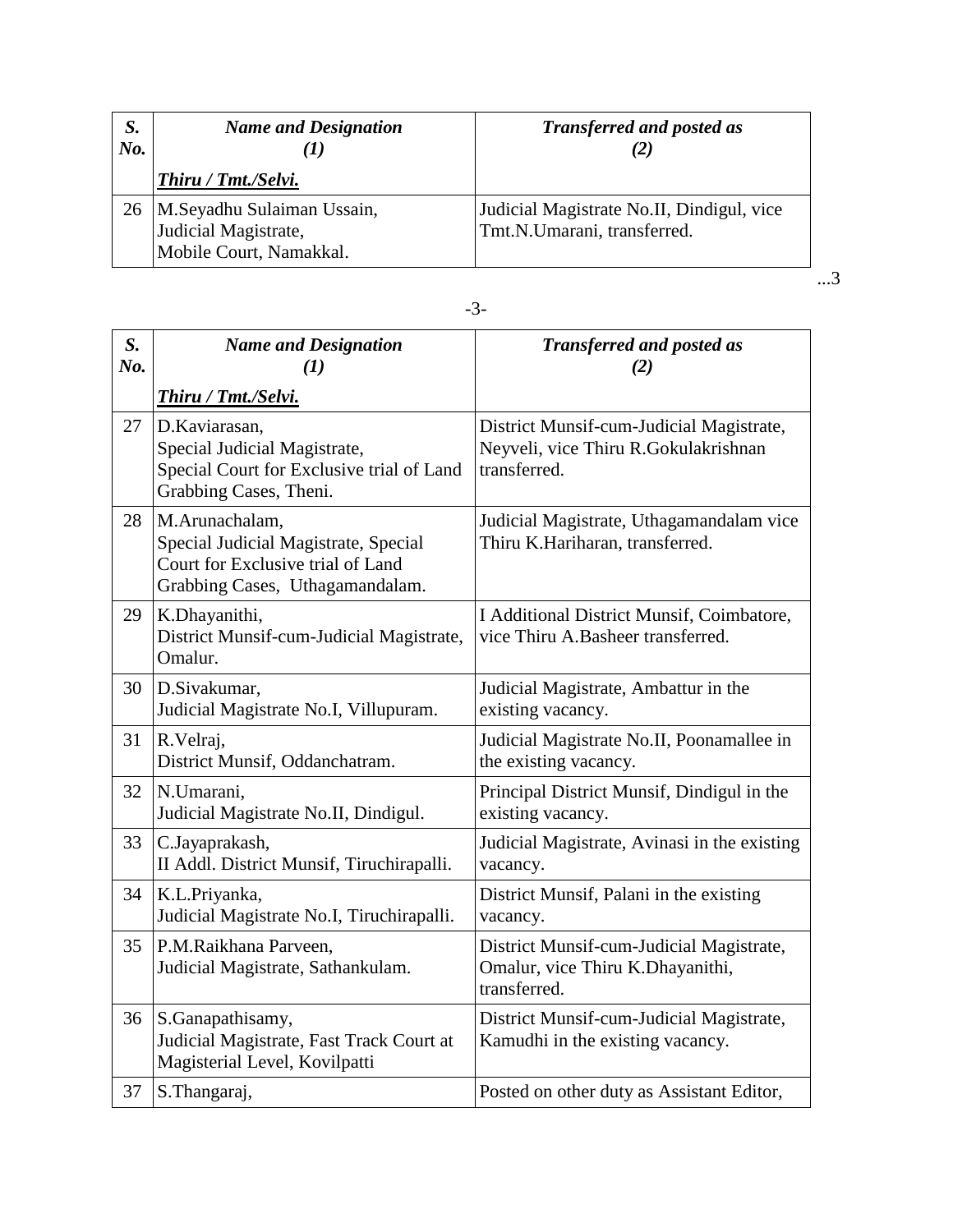| S. No. | Name and Designation (1) | Transferred and posted as (2) |
|---|---|---|
| | ***Thiru / Tmt./Selvi.*** | |
| 26 | M.Seyadhu Sulaiman Ussain, Judicial Magistrate, Mobile Court, Namakkal. | Judicial Magistrate No.II, Dindigul, vice Tmt.N.Umarani, transferred. |

...3

-3-

| S. No. | Name and Designation (1) | Transferred and posted as (2) |
|---|---|---|
| | ***Thiru / Tmt./Selvi.*** | |
| 27 | D.Kaviarasan, Special Judicial Magistrate, Special Court for Exclusive trial of Land Grabbing Cases, Theni. | District Munsif-cum-Judicial Magistrate, Neyveli, vice Thiru R.Gokulakrishnan transferred. |
| 28 | M.Arunachalam, Special Judicial Magistrate, Special Court for Exclusive trial of Land Grabbing Cases, Uthagamandalam. | Judicial Magistrate, Uthagamandalam vice Thiru K.Hariharan, transferred. |
| 29 | K.Dhayanithi, District Munsif-cum-Judicial Magistrate, Omalur. | I Additional District Munsif, Coimbatore, vice Thiru A.Basheer transferred. |
| 30 | D.Sivakumar, Judicial Magistrate No.I, Villupuram. | Judicial Magistrate, Ambattur in the existing vacancy. |
| 31 | R.Velraj, District Munsif, Oddanchatram. | Judicial Magistrate No.II, Poonamallee in the existing vacancy. |
| 32 | N.Umarani, Judicial Magistrate No.II, Dindigul. | Principal District Munsif, Dindigul in the existing vacancy. |
| 33 | C.Jayaprakash, II Addl. District Munsif, Tiruchirapalli. | Judicial Magistrate, Avinasi in the existing vacancy. |
| 34 | K.L.Priyanka, Judicial Magistrate No.I, Tiruchirapalli. | District Munsif, Palani in the existing vacancy. |
| 35 | P.M.Raikhana Parveen, Judicial Magistrate, Sathankulam. | District Munsif-cum-Judicial Magistrate, Omalur, vice Thiru K.Dhayanithi, transferred. |
| 36 | S.Ganapathisamy, Judicial Magistrate, Fast Track Court at Magisterial Level, Kovilpatti | District Munsif-cum-Judicial Magistrate, Kamudhi in the existing vacancy. |
| 37 | S.Thangaraj, | Posted on other duty as Assistant Editor, |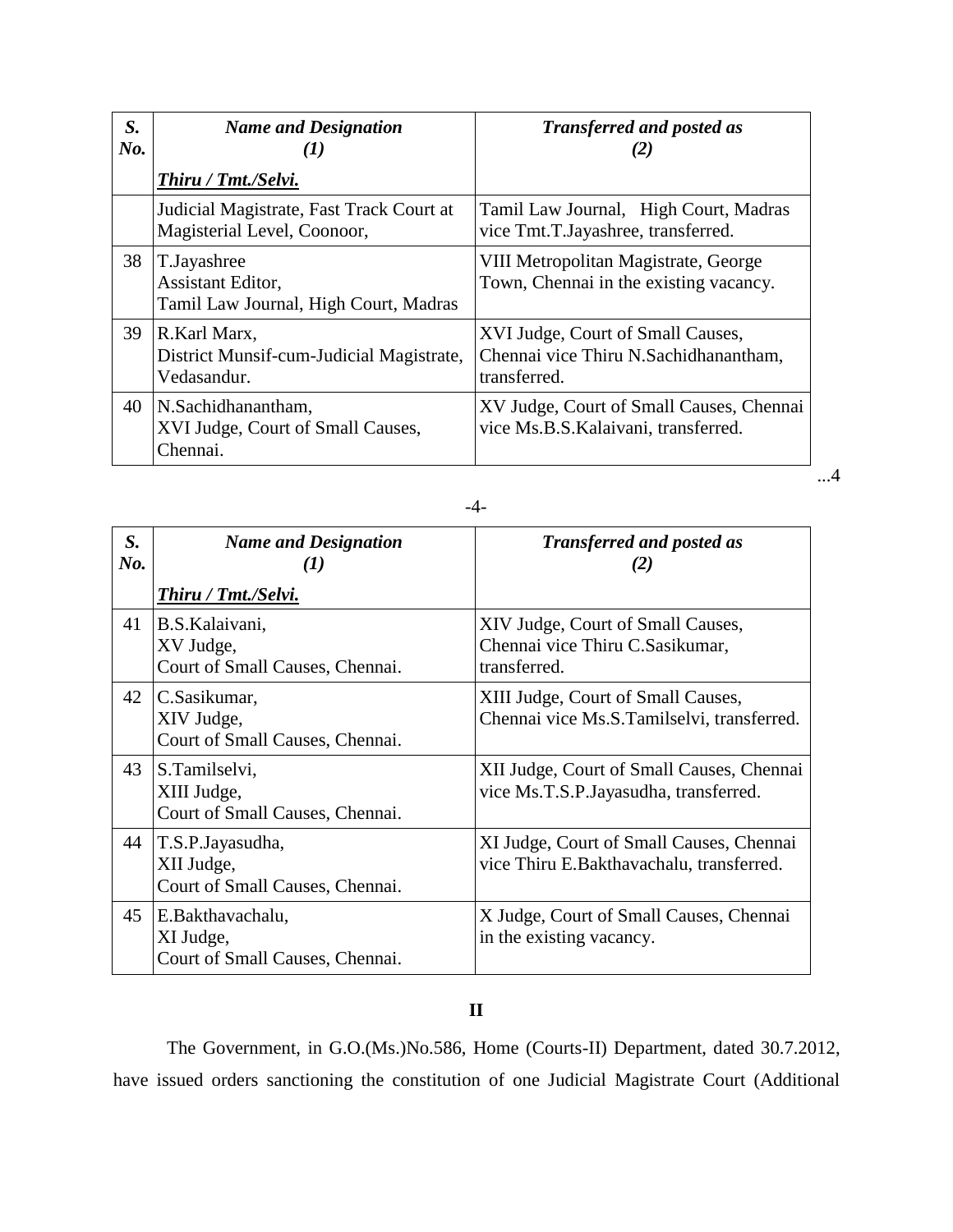| S. No. | Name and Designation (1) | Transferred and posted as (2) |
|---|---|---|
| | *Thiru / Tmt./Selvi.* | |
| | Judicial Magistrate, Fast Track Court at Magisterial Level, Coonoor, | Tamil Law Journal, High Court, Madras vice Tmt.T.Jayashree, transferred. |
| 38 | T.Jayashree<br>Assistant Editor,<br>Tamil Law Journal, High Court, Madras | VIII Metropolitan Magistrate, George Town, Chennai in the existing vacancy. |
| 39 | R.Karl Marx,<br>District Munsif-cum-Judicial Magistrate, Vedasandur. | XVI Judge, Court of Small Causes, Chennai vice Thiru N.Sachidhanantham, transferred. |
| 40 | N.Sachidhanantham,<br>XVI Judge, Court of Small Causes, Chennai. | XV Judge, Court of Small Causes, Chennai vice Ms.B.S.Kalaivani, transferred. |
| 41 | B.S.Kalaivani,<br>XV Judge,<br>Court of Small Causes, Chennai. | XIV Judge, Court of Small Causes, Chennai vice Thiru C.Sasikumar, transferred. |
| 42 | C.Sasikumar,<br>XIV Judge,<br>Court of Small Causes, Chennai. | XIII Judge, Court of Small Causes, Chennai vice Ms.S.Tamilselvi, transferred. |
| 43 | S.Tamilselvi,<br>XIII Judge,<br>Court of Small Causes, Chennai. | XII Judge, Court of Small Causes, Chennai vice Ms.T.S.P.Jayasudha, transferred. |
| 44 | T.S.P.Jayasudha,<br>XII Judge,<br>Court of Small Causes, Chennai. | XI Judge, Court of Small Causes, Chennai vice Thiru E.Bakthavachalu, transferred. |
| 45 | E.Bakthavachalu,<br>XI Judge,<br>Court of Small Causes, Chennai. | X Judge, Court of Small Causes, Chennai in the existing vacancy. |

**II**

The Government, in G.O.(Ms.)No.586, Home (Courts-II) Department, dated 30.7.2012, have issued orders sanctioning the constitution of one Judicial Magistrate Court (Additional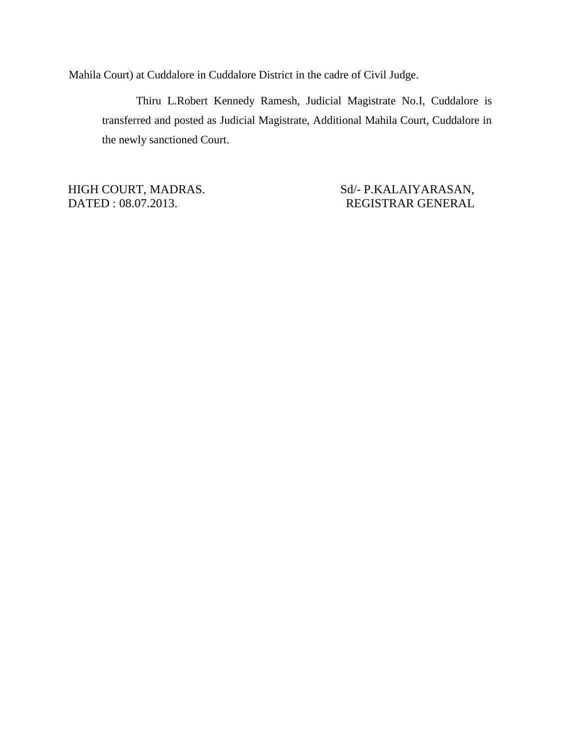Mahila Court) at Cuddalore in Cuddalore District in the cadre of Civil Judge.

Thiru L.Robert Kennedy Ramesh, Judicial Magistrate No.I, Cuddalore is transferred and posted as Judicial Magistrate, Additional Mahila Court, Cuddalore in the newly sanctioned Court.

HIGH COURT, MADRAS.
DATED : 08.07.2013.

Sd/- P.KALAIYARASAN,
REGISTRAR GENERAL